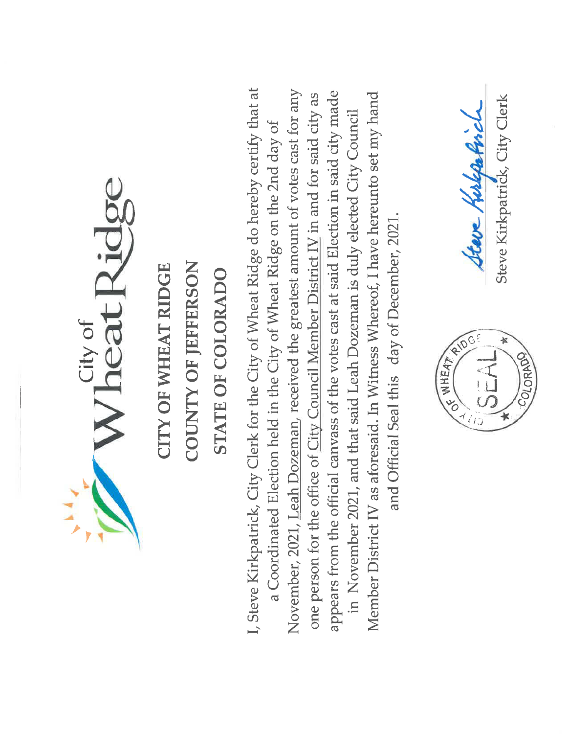City of Wheat Ridge

# CITY OF WHEAT RIDGE
# COUNTY OF JEFFERSON
# STATE OF COLORADO

I, Steve Kirkpatrick, City Clerk for the City of Wheat Ridge do hereby certify that at a Coordinated Election held in the City of Wheat Ridge on the 2nd day of November, 2021, Leah Dozeman, received the greatest amount of votes cast for any one person for the office of City Council Member District IV in and for said city as appears from the official canvass of the votes cast at said Election in said city made in November 2021, and that said Leah Dozeman is duly elected City Council Member District IV as aforesaid. In Witness Whereof, I have hereunto set my hand and Official Seal this day of December, 2021.

CITY OF WHEAT RIDGE SEAL COLORADO

Steve Kirkpatrick

Steve Kirkpatrick, City Clerk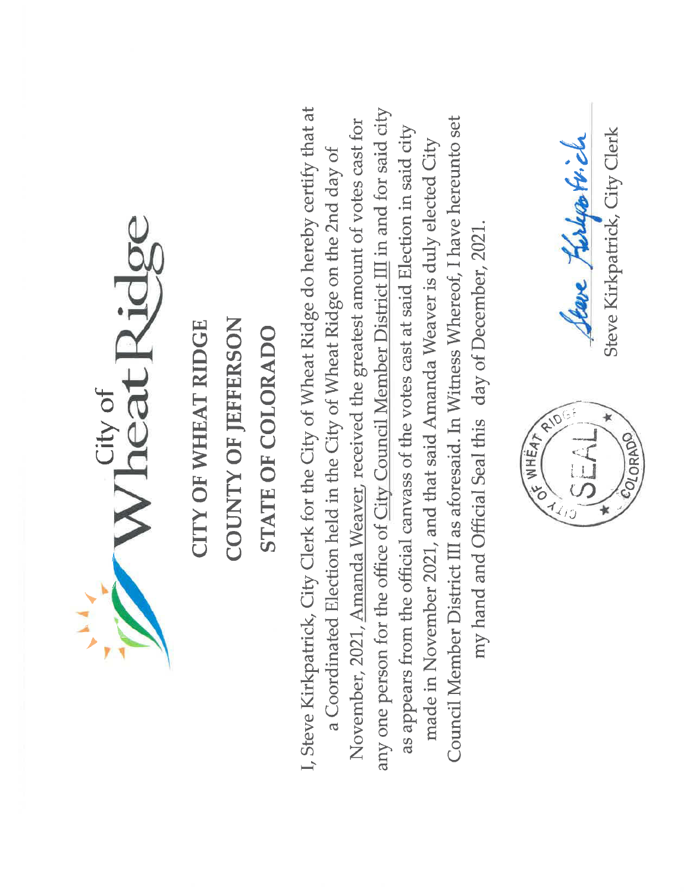City of Wheat Ridge

**CITY OF WHEAT RIDGE**

**COUNTY OF JEFFERSON**

**STATE OF COLORADO**

I, Steve Kirkpatrick, City Clerk for the City of Wheat Ridge do hereby certify that at a Coordinated Election held in the City of Wheat Ridge on the 2nd day of November, 2021, Amanda Weaver, received the greatest amount of votes cast for any one person for the office of City Council Member District III in and for said city as appears from the official canvass of the votes cast at said Election in said city made in November 2021, and that said Amanda Weaver is duly elected City Council Member District III as aforesaid. In Witness Whereof, I have hereunto set my hand and Official Seal this day of December, 2021.

CITY OF WHEAT RIDGE SEAL COLORADO

Steve Kirkpatrick

Steve Kirkpatrick, City Clerk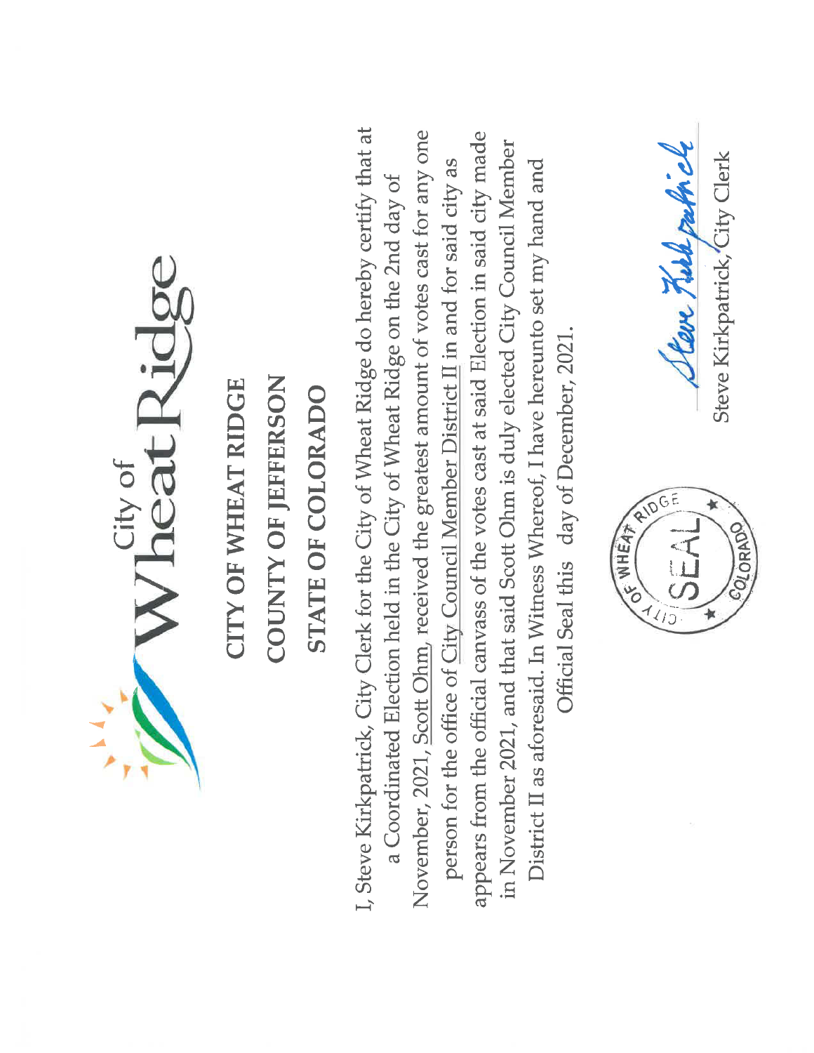City of Wheat Ridge

**CITY OF WHEAT RIDGE**

**COUNTY OF JEFFERSON**

**STATE OF COLORADO**

I, Steve Kirkpatrick, City Clerk for the City of Wheat Ridge do hereby certify that at a Coordinated Election held in the City of Wheat Ridge on the 2nd day of November, 2021, Scott Ohm, received the greatest amount of votes cast for any one person for the office of City Council Member District II in and for said city as appears from the official canvass of the votes cast at said Election in said city made in November 2021, and that said Scott Ohm is duly elected City Council Member District II as aforesaid. In Witness Whereof, I have hereunto set my hand and Official Seal this day of December, 2021.

CITY OF WHEAT RIDGE SEAL COLORADO

Steve Kirkpatrick, City Clerk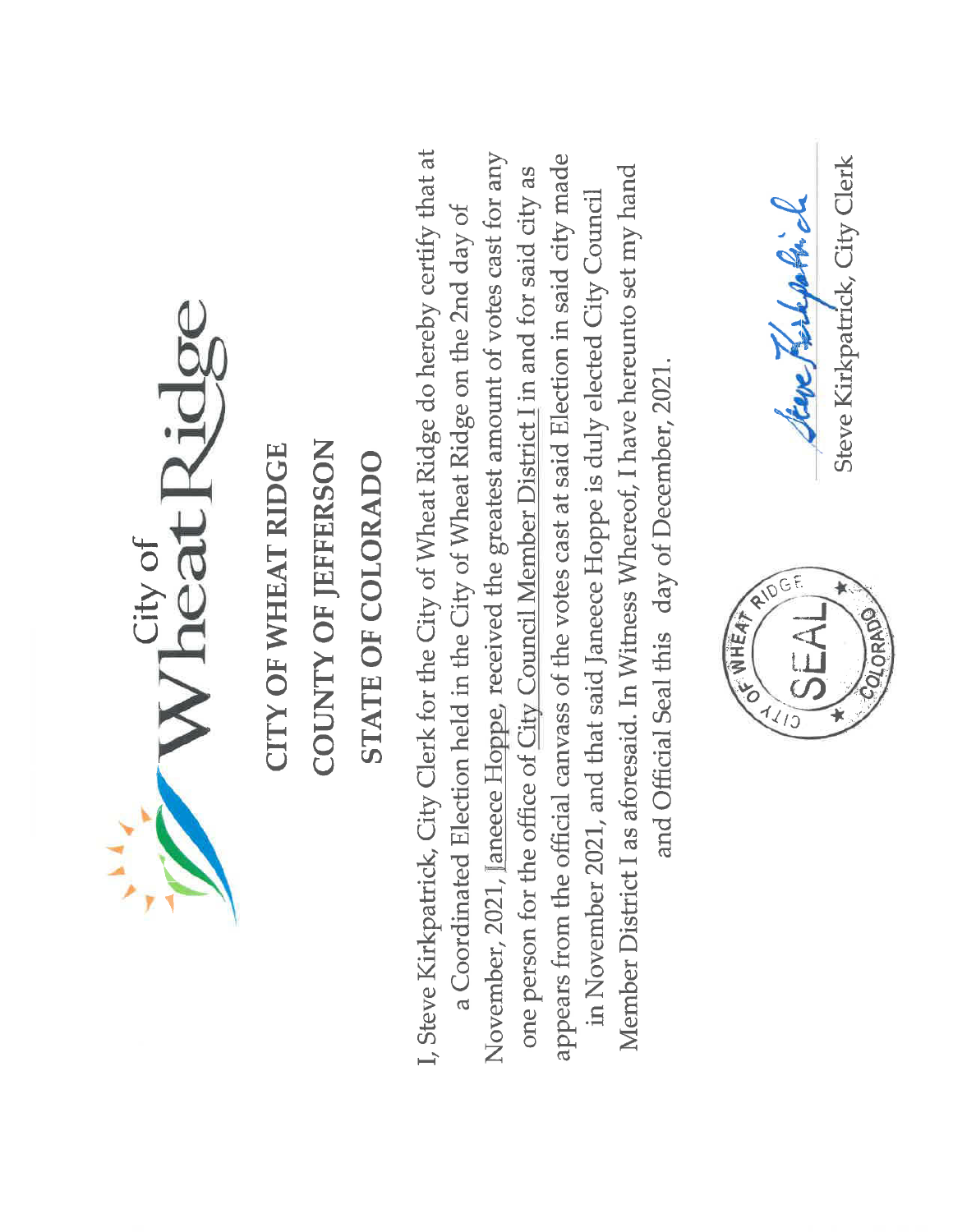City of Wheat Ridge

# CITY OF WHEAT RIDGE
# COUNTY OF JEFFERSON
# STATE OF COLORADO

I, Steve Kirkpatrick, City Clerk for the City of Wheat Ridge do hereby certify that at a Coordinated Election held in the City of Wheat Ridge on the 2nd day of November, 2021, Janeece Hoppe, received the greatest amount of votes cast for any one person for the office of City Council Member District I in and for said city as appears from the official canvass of the votes cast at said Election in said city made in November 2021, and that said Janeece Hoppe is duly elected City Council Member District I as aforesaid. In Witness Whereof, I have hereunto set my hand and Official Seal this day of December, 2021.

SEAL — CITY OF WHEAT RIDGE ★ COLORADO ★

Steve Kirkpatrick, City Clerk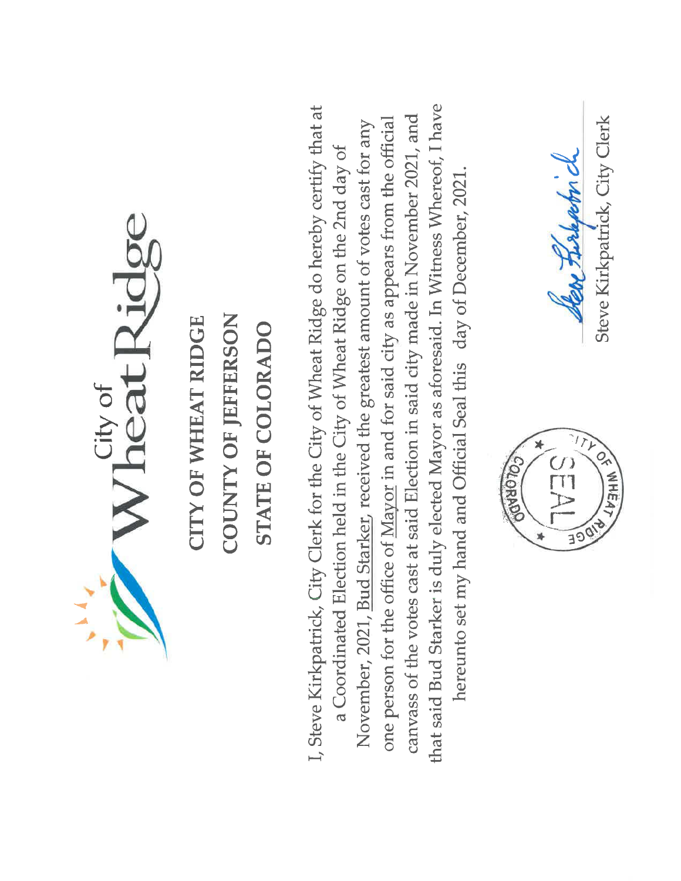City of Wheat Ridge

# CITY OF WHEAT RIDGE
# COUNTY OF JEFFERSON
# STATE OF COLORADO

I, Steve Kirkpatrick, City Clerk for the City of Wheat Ridge do hereby certify that at a Coordinated Election held in the City of Wheat Ridge on the 2nd day of November, 2021, <u>Bud Starker</u>, received the greatest amount of votes cast for any one person for the office of <u>Mayor</u> in and for said city as appears from the official canvass of the votes cast at said Election in said city made in November 2021, and that said Bud Starker is duly elected Mayor as aforesaid. In Witness Whereof, I have hereunto set my hand and Official Seal this day of December, 2021.

SEAL — CITY OF WHEAT RIDGE ★ COLORADO ★

Steve Kirkpatrick, City Clerk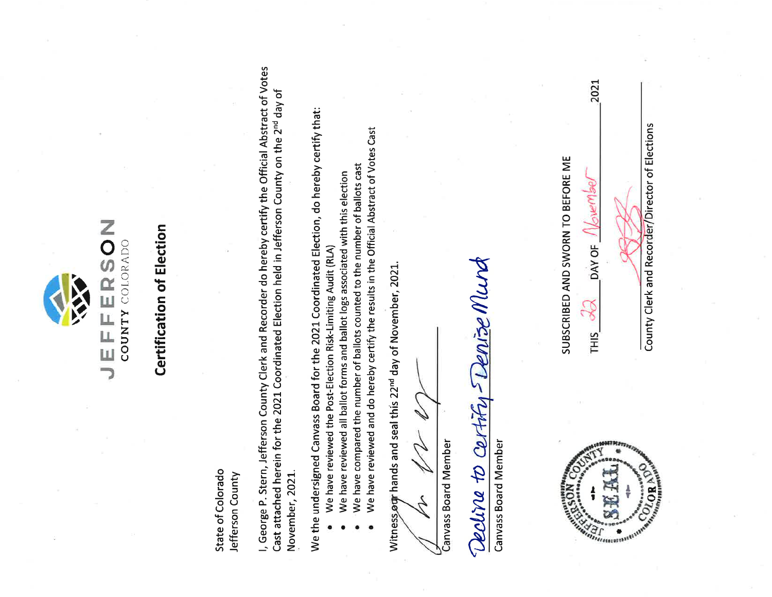JEFFERSON COUNTY COLORADO

# Certification of Election

State of Colorado
Jefferson County

I, George P. Stern, Jefferson County Clerk and Recorder do hereby certify the Official Abstract of Votes Cast attached herein for the 2021 Coordinated Election held in Jefferson County on the 2nd day of November, 2021.

We the undersigned Canvass Board for the 2021 Coordinated Election, do hereby certify that:

- We have reviewed the Post-Election Risk-Limiting Audit (RLA)
- We have reviewed all ballot forms and ballot logs associated with this election
- We have compared the number of ballots counted to the number of ballots cast
- We have reviewed and do hereby certify the results in the Official Abstract of Votes Cast

Witness our hands and seal this 22nd day of November, 2021.

Canvass Board Member

Decline to Certify - Denise Mund

Canvass Board Member

SUBSCRIBED AND SWORN TO BEFORE ME

THIS 22 DAY OF November 2021

County Clerk and Recorder/Director of Elections

JEFFERSON COUNTY SEAL COLORADO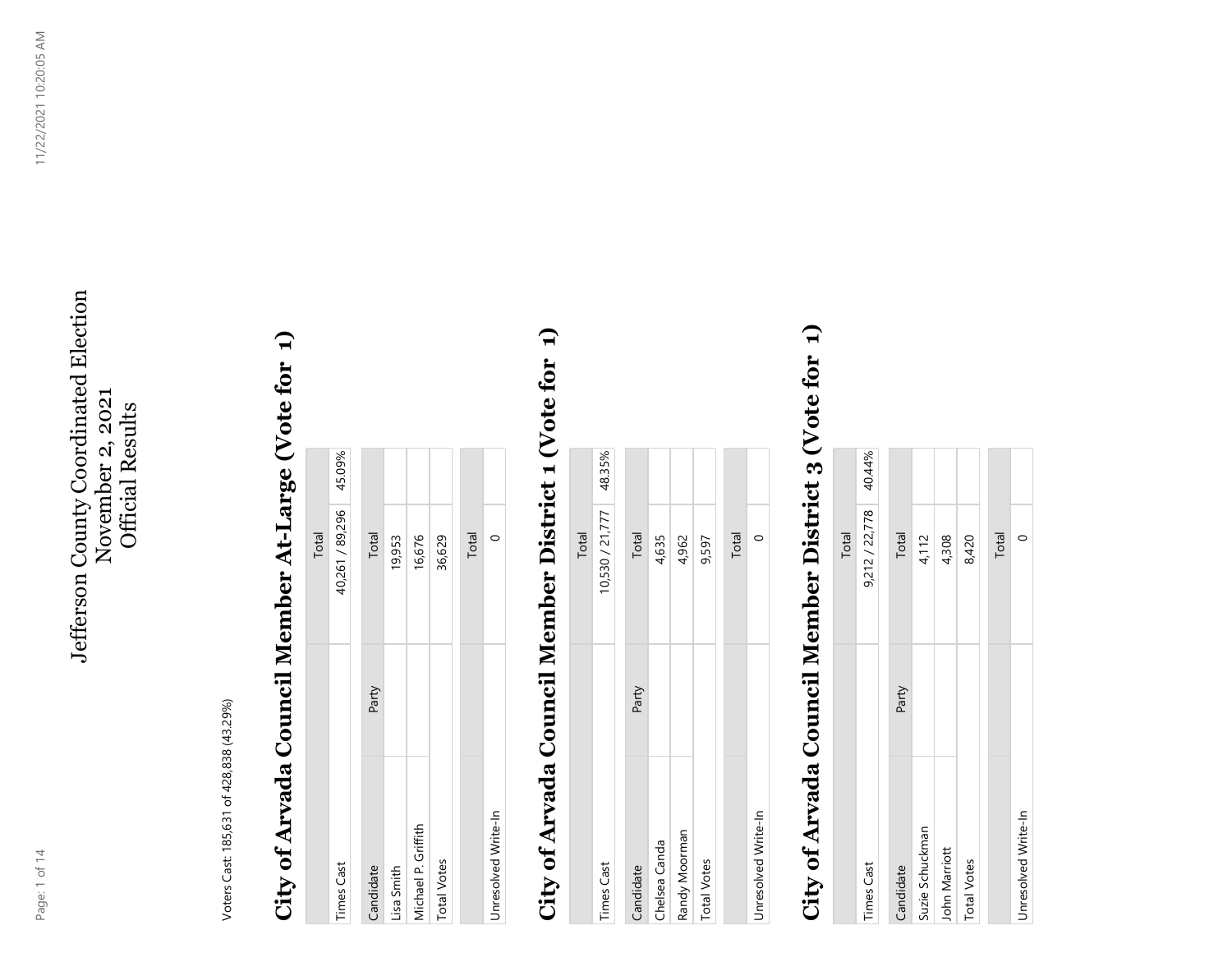# Jefferson County Coordinated Election
# November 2, 2021
# Official Results

Voters Cast: 185,631 of 428,838 (43.29%)

## City of Arvada Council Member At-Large (Vote for 1)

| | Total | |
|---|---|---|
| Times Cast | 40,261 / 89,296 | 45.09% |

| Candidate | Party | Total |
|---|---|---|
| Lisa Smith | | 19,953 |
| Michael P. Griffith | | 16,676 |
| Total Votes | | 36,629 |

| | Total |
|---|---|
| Unresolved Write-In | 0 |

## City of Arvada Council Member District 1 (Vote for 1)

| | Total | |
|---|---|---|
| Times Cast | 10,530 / 21,777 | 48.35% |

| Candidate | Party | Total |
|---|---|---|
| Chelsea Canda | | 4,635 |
| Randy Moorman | | 4,962 |
| Total Votes | | 9,597 |

| | Total |
|---|---|
| Unresolved Write-In | 0 |

## City of Arvada Council Member District 3 (Vote for 1)

| | Total | |
|---|---|---|
| Times Cast | 9,212 / 22,778 | 40.44% |

| Candidate | Party | Total |
|---|---|---|
| Suzie Schuckman | | 4,112 |
| John Marriott | | 4,308 |
| Total Votes | | 8,420 |

| | Total |
|---|---|
| Unresolved Write-In | 0 |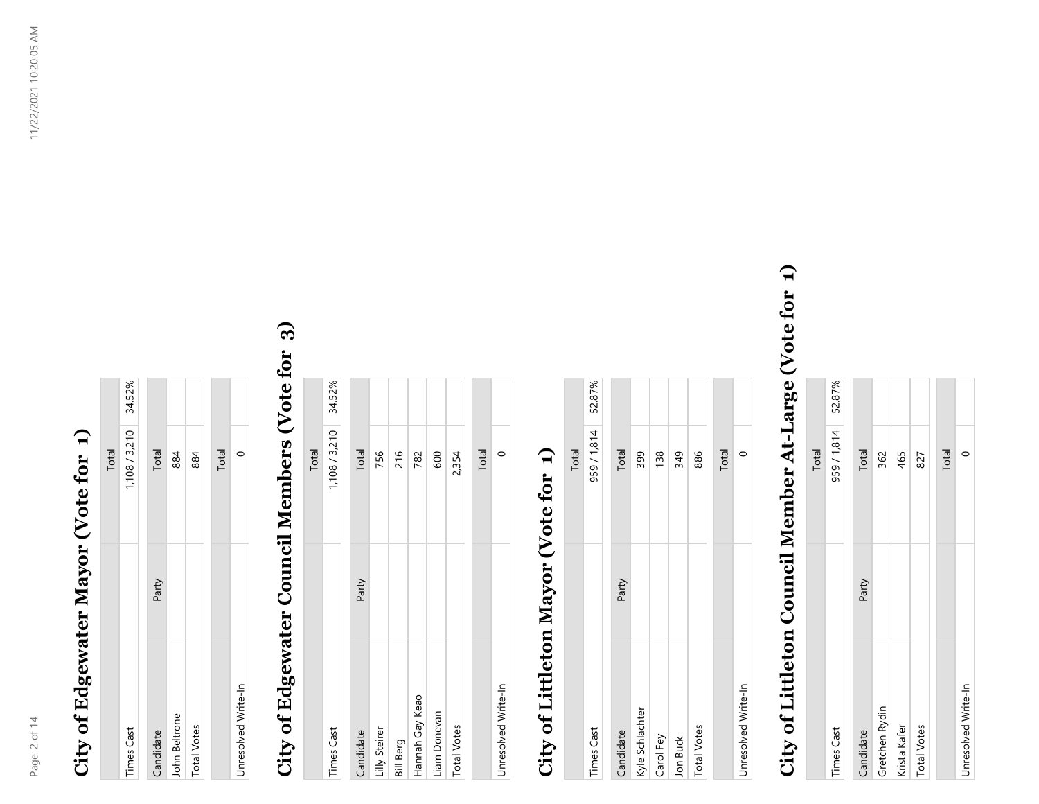## City of Edgewater Mayor (Vote for 1)

| | | Total | |
|---|---|---|---|
| Times Cast | | 1,108 / 3,210 | 34.52% |

| Candidate | Party | Total | |
|---|---|---|---|
| John Beltrone | | 884 | |
| Total Votes | | 884 | |

| | | Total | |
|---|---|---|---|
| Unresolved Write-In | | 0 | |

## City of Edgewater Council Members (Vote for 3)

| | | Total | |
|---|---|---|---|
| Times Cast | | 1,108 / 3,210 | 34.52% |

| Candidate | Party | Total | |
|---|---|---|---|
| Lilly Steirer | | 756 | |
| Bill Berg | | 216 | |
| Hannah Gay Keao | | 782 | |
| Liam Donevan | | 600 | |
| Total Votes | | 2,354 | |

| | | Total | |
|---|---|---|---|
| Unresolved Write-In | | 0 | |

## City of Littleton Mayor (Vote for 1)

| | | Total | |
|---|---|---|---|
| Times Cast | | 959 / 1,814 | 52.87% |

| Candidate | Party | Total | |
|---|---|---|---|
| Kyle Schlachter | | 399 | |
| Carol Fey | | 138 | |
| Jon Buck | | 349 | |
| Total Votes | | 886 | |

| | | Total | |
|---|---|---|---|
| Unresolved Write-In | | 0 | |

## City of Littleton Council Member At-Large (Vote for 1)

| | | Total | |
|---|---|---|---|
| Times Cast | | 959 / 1,814 | 52.87% |

| Candidate | Party | Total | |
|---|---|---|---|
| Gretchen Rydin | | 362 | |
| Krista Kafer | | 465 | |
| Total Votes | | 827 | |

| | | Total | |
|---|---|---|---|
| Unresolved Write-In | | 0 | |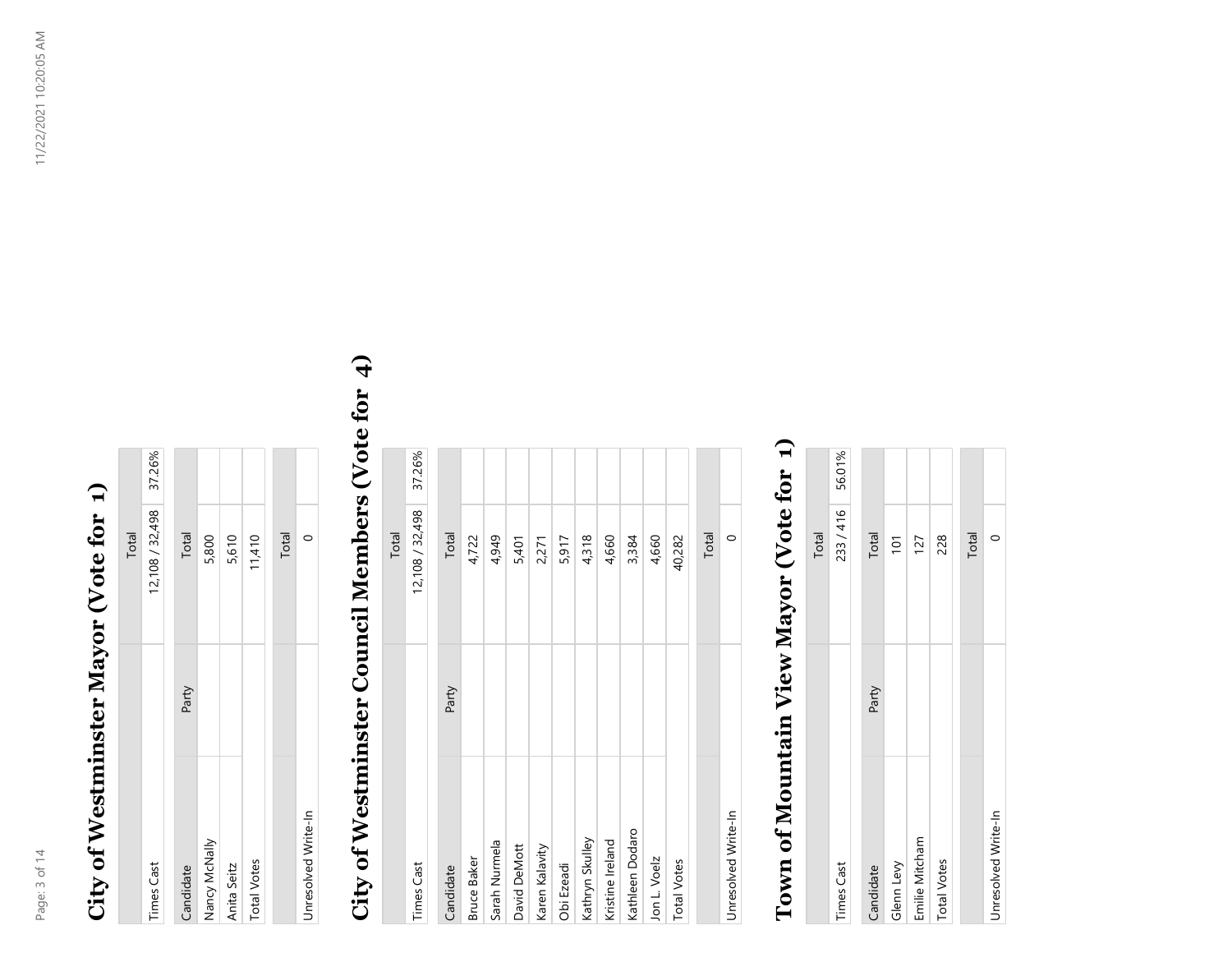# City of Westminster Mayor (Vote for 1)

| | Total | |
|---|---|---|
| Times Cast | 12,108 / 32,498 | 37.26% |

| Candidate | Party | Total | |
|---|---|---|---|
| Nancy McNally | | 5,800 | |
| Anita Seitz | | 5,610 | |
| Total Votes | | 11,410 | |

| | Total | |
|---|---|---|
| Unresolved Write-In | 0 | |

# City of Westminster Council Members (Vote for 4)

| | Total | |
|---|---|---|
| Times Cast | 12,108 / 32,498 | 37.26% |

| Candidate | Party | Total | |
|---|---|---|---|
| Bruce Baker | | 4,722 | |
| Sarah Nurmela | | 4,949 | |
| David DeMott | | 5,401 | |
| Karen Kalavity | | 2,271 | |
| Obi Ezeadi | | 5,917 | |
| Kathryn Skulley | | 4,318 | |
| Kristine Ireland | | 4,660 | |
| Kathleen Dodaro | | 3,384 | |
| Jon L. Voelz | | 4,660 | |
| Total Votes | | 40,282 | |

| | Total | |
|---|---|---|
| Unresolved Write-In | 0 | |

# Town of Mountain View Mayor (Vote for 1)

| | Total | |
|---|---|---|
| Times Cast | 233 / 416 | 56.01% |

| Candidate | Party | Total | |
|---|---|---|---|
| Glenn Levy | | 101 | |
| Emilie Mitcham | | 127 | |
| Total Votes | | 228 | |

| | Total | |
|---|---|---|
| Unresolved Write-In | 0 | |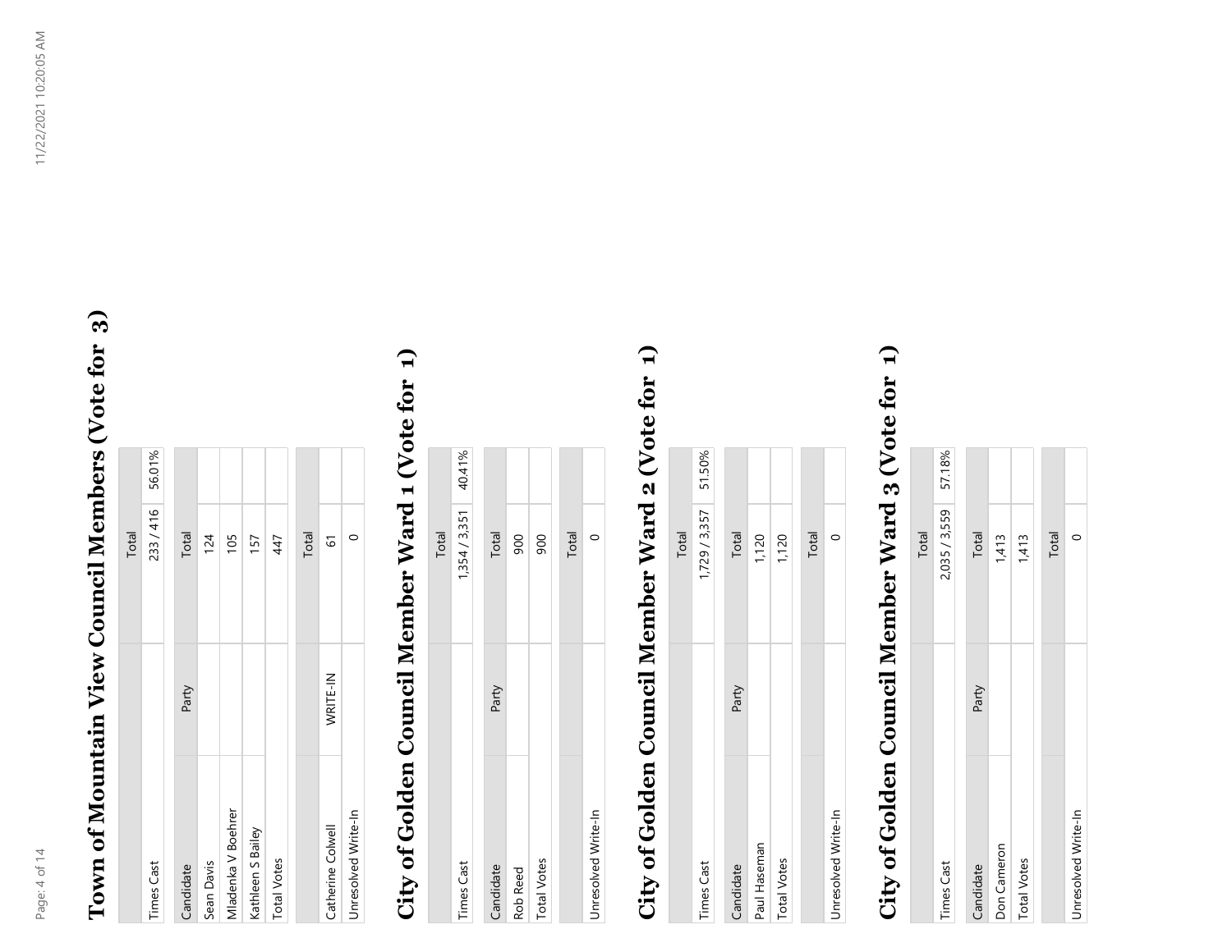## Town of Mountain View Council Members (Vote for 3)

| | Total | |
|---|---|---|
| Times Cast | 233 / 416 | 56.01% |

| Candidate | Party | Total |
|---|---|---|
| Sean Davis | | 124 |
| Mladenka V Boehrer | | 105 |
| Kathleen S Bailey | | 157 |
| Total Votes | | 447 |

| | | Total |
|---|---|---|
| Catherine Colwell | WRITE-IN | 61 |
| Unresolved Write-In | | 0 |

## City of Golden Council Member Ward 1 (Vote for 1)

| | Total | |
|---|---|---|
| Times Cast | 1,354 / 3,351 | 40.41% |

| Candidate | Party | Total |
|---|---|---|
| Rob Reed | | 900 |
| Total Votes | | 900 |

| | | Total |
|---|---|---|
| Unresolved Write-In | | 0 |

## City of Golden Council Member Ward 2 (Vote for 1)

| | Total | |
|---|---|---|
| Times Cast | 1,729 / 3,357 | 51.50% |

| Candidate | Party | Total |
|---|---|---|
| Paul Haseman | | 1,120 |
| Total Votes | | 1,120 |

| | | Total |
|---|---|---|
| Unresolved Write-In | | 0 |

## City of Golden Council Member Ward 3 (Vote for 1)

| | Total | |
|---|---|---|
| Times Cast | 2,035 / 3,559 | 57.18% |

| Candidate | Party | Total |
|---|---|---|
| Don Cameron | | 1,413 |
| Total Votes | | 1,413 |

| | | Total |
|---|---|---|
| Unresolved Write-In | | 0 |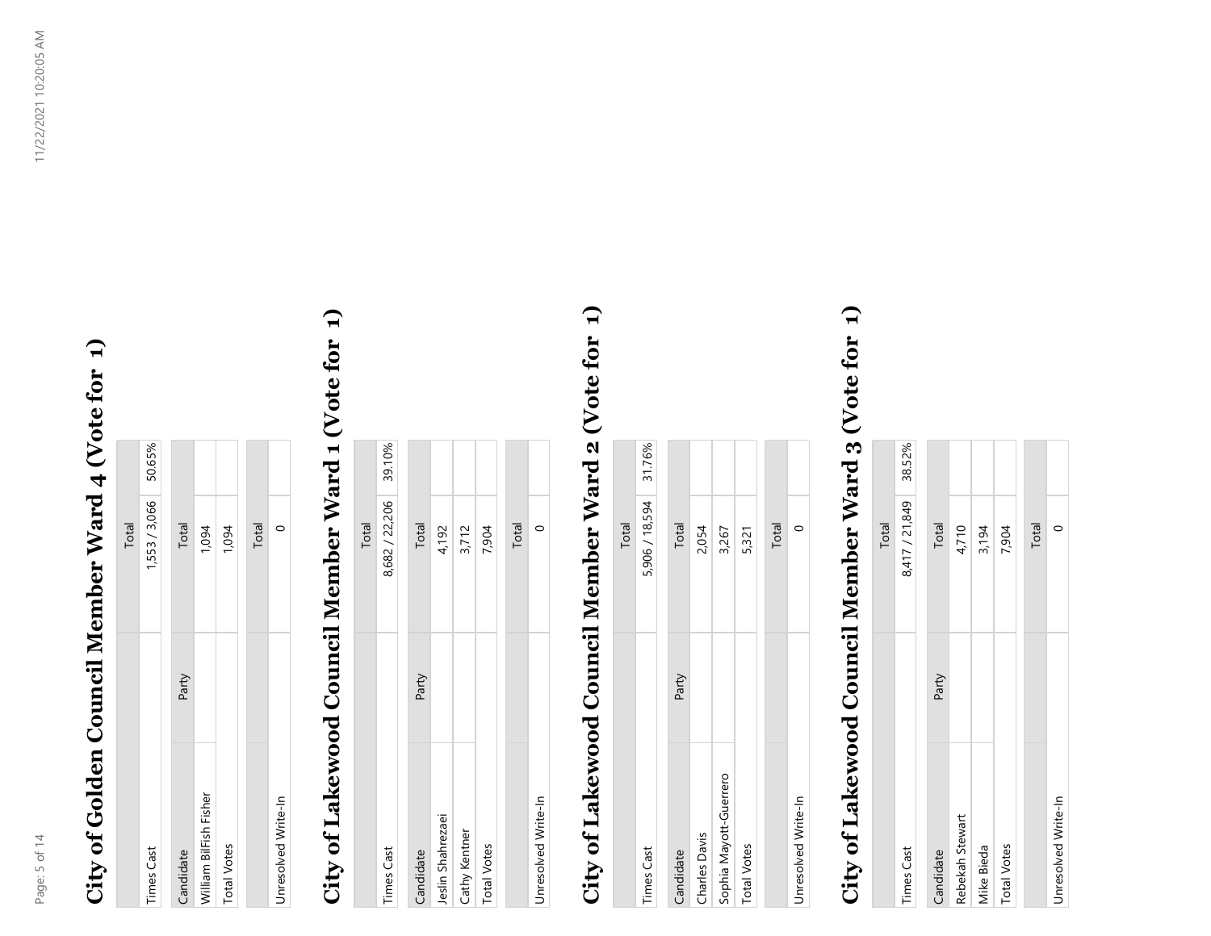# City of Golden Council Member Ward 4 (Vote for 1)

| | Total | |
|---|---|---|
| Times Cast | 1,553 / 3,066 | 50.65% |

| Candidate | Party | Total |
|---|---|---|
| William BilFish Fisher | | 1,094 |
| Total Votes | | 1,094 |

| | Total |
|---|---|
| Unresolved Write-In | 0 |

# City of Lakewood Council Member Ward 1 (Vote for 1)

| | Total | |
|---|---|---|
| Times Cast | 8,682 / 22,206 | 39.10% |

| Candidate | Party | Total |
|---|---|---|
| Jeslin Shahrezaei | | 4,192 |
| Cathy Kentner | | 3,712 |
| Total Votes | | 7,904 |

| | Total |
|---|---|
| Unresolved Write-In | 0 |

# City of Lakewood Council Member Ward 2 (Vote for 1)

| | Total | |
|---|---|---|
| Times Cast | 5,906 / 18,594 | 31.76% |

| Candidate | Party | Total |
|---|---|---|
| Charles Davis | | 2,054 |
| Sophia Mayott-Guerrero | | 3,267 |
| Total Votes | | 5,321 |

| | Total |
|---|---|
| Unresolved Write-In | 0 |

# City of Lakewood Council Member Ward 3 (Vote for 1)

| | Total | |
|---|---|---|
| Times Cast | 8,417 / 21,849 | 38.52% |

| Candidate | Party | Total |
|---|---|---|
| Rebekah Stewart | | 4,710 |
| Mike Bieda | | 3,194 |
| Total Votes | | 7,904 |

| | Total |
|---|---|
| Unresolved Write-In | 0 |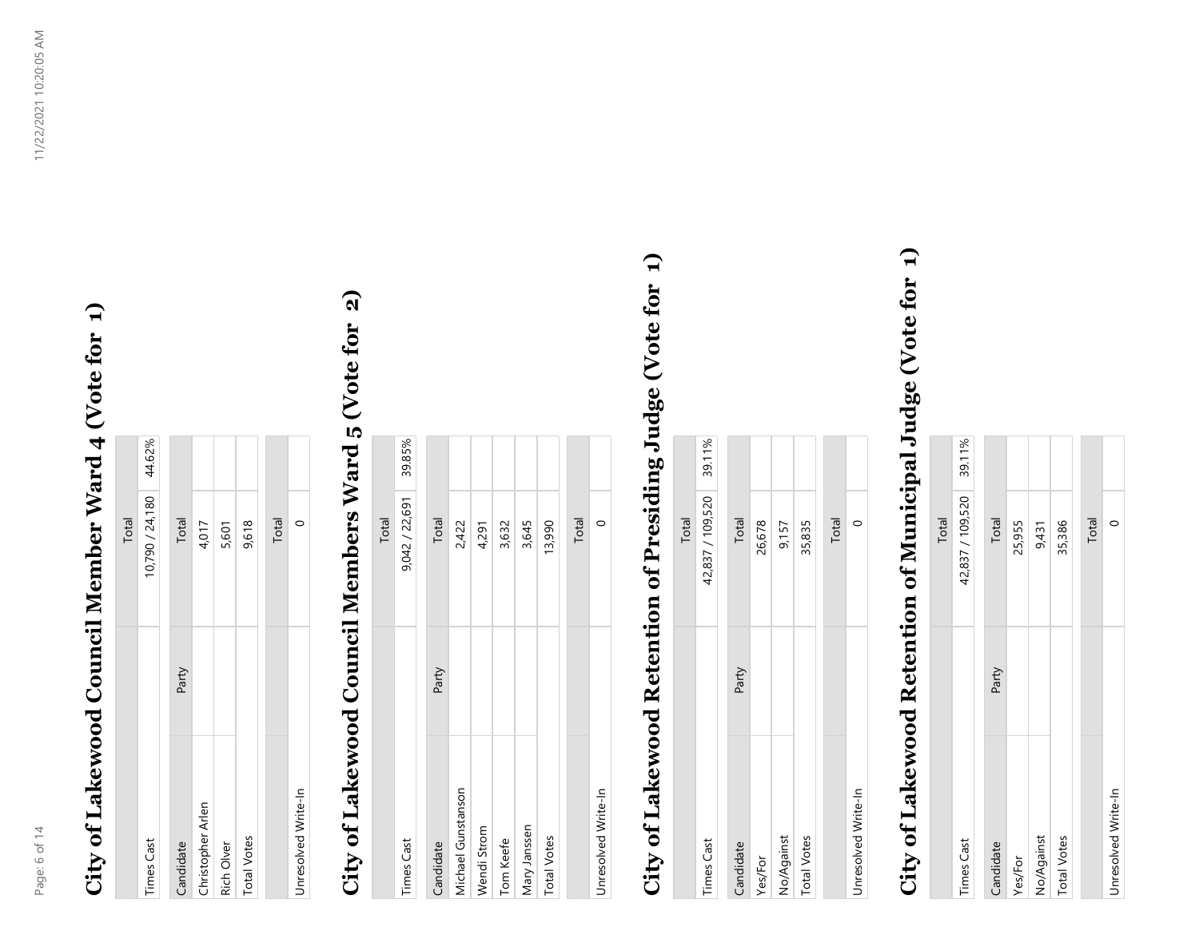# City of Lakewood Council Member Ward 4 (Vote for 1)

| | Total | |
|---|---|---|
| Times Cast | 10,790 / 24,180 | 44.62% |

| Candidate | Party | Total |
|---|---|---|
| Christopher Arlen | | 4,017 |
| Rich Olver | | 5,601 |
| Total Votes | | 9,618 |

| | Total |
|---|---|
| Unresolved Write-In | 0 |

# City of Lakewood Council Members Ward 5 (Vote for 2)

| | Total | |
|---|---|---|
| Times Cast | 9,042 / 22,691 | 39.85% |

| Candidate | Party | Total |
|---|---|---|
| Michael Gunstanson | | 2,422 |
| Wendi Strom | | 4,291 |
| Tom Keefe | | 3,632 |
| Mary Janssen | | 3,645 |
| Total Votes | | 13,990 |

| | Total |
|---|---|
| Unresolved Write-In | 0 |

# City of Lakewood Retention of Presiding Judge (Vote for 1)

| | Total | |
|---|---|---|
| Times Cast | 42,837 / 109,520 | 39.11% |

| Candidate | Party | Total |
|---|---|---|
| Yes/For | | 26,678 |
| No/Against | | 9,157 |
| Total Votes | | 35,835 |

| | Total |
|---|---|
| Unresolved Write-In | 0 |

# City of Lakewood Retention of Municipal Judge (Vote for 1)

| | Total | |
|---|---|---|
| Times Cast | 42,837 / 109,520 | 39.11% |

| Candidate | Party | Total |
|---|---|---|
| Yes/For | | 25,955 |
| No/Against | | 9,431 |
| Total Votes | | 35,386 |

| | Total |
|---|---|
| Unresolved Write-In | 0 |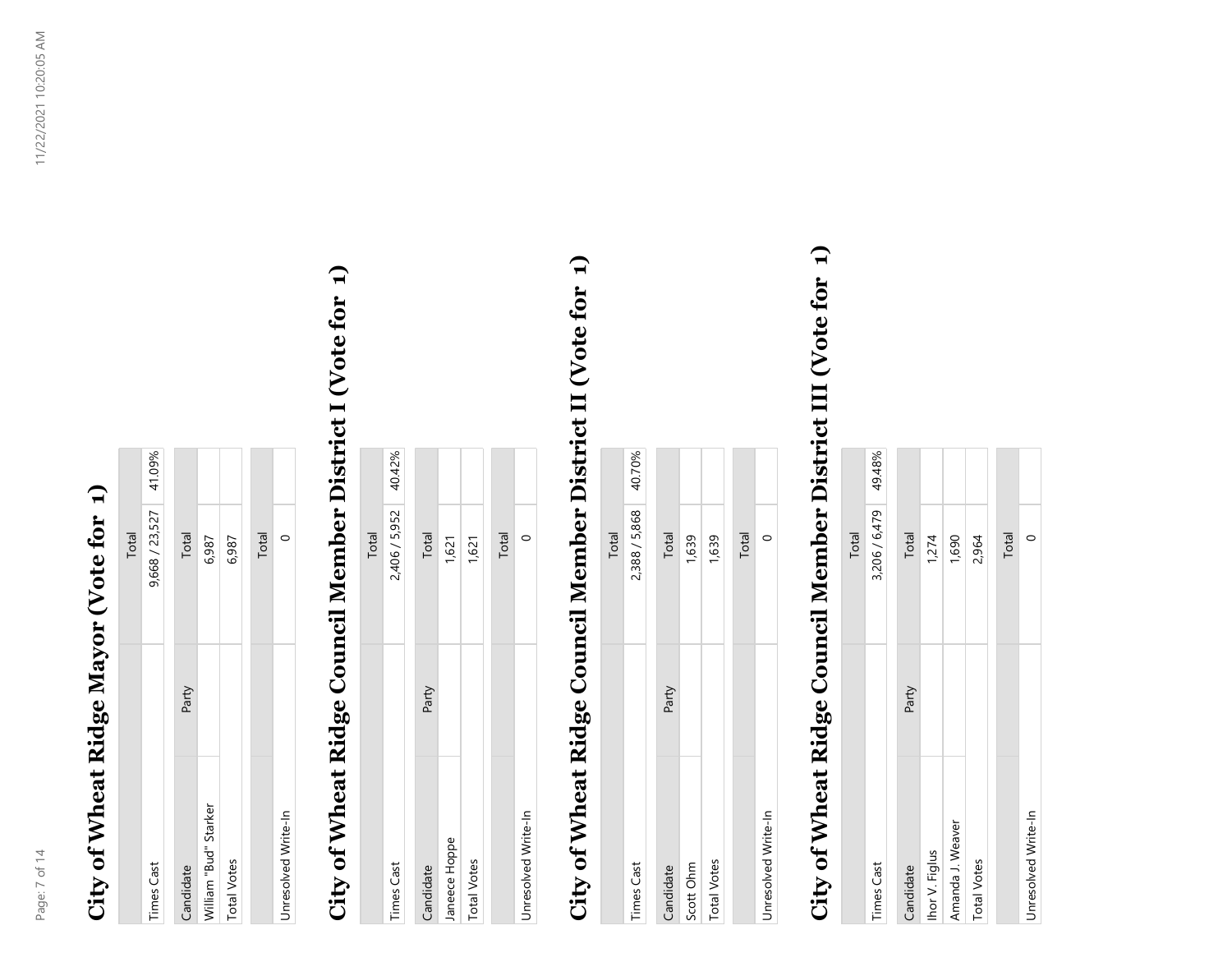# City of Wheat Ridge Mayor (Vote for 1)

| | Total | |
|---|---|---|
| Times Cast | 9,668 / 23,527 | 41.09% |

| Candidate | Party | Total |
|---|---|---|
| William "Bud" Starker | | 6,987 |
| Total Votes | | 6,987 |

| | Total |
|---|---|
| Unresolved Write-In | 0 |

# City of Wheat Ridge Council Member District I (Vote for 1)

| | Total | |
|---|---|---|
| Times Cast | 2,406 / 5,952 | 40.42% |

| Candidate | Party | Total |
|---|---|---|
| Janeece Hoppe | | 1,621 |
| Total Votes | | 1,621 |

| | Total |
|---|---|
| Unresolved Write-In | 0 |

# City of Wheat Ridge Council Member District II (Vote for 1)

| | Total | |
|---|---|---|
| Times Cast | 2,388 / 5,868 | 40.70% |

| Candidate | Party | Total |
|---|---|---|
| Scott Ohm | | 1,639 |
| Total Votes | | 1,639 |

| | Total |
|---|---|
| Unresolved Write-In | 0 |

# City of Wheat Ridge Council Member District III (Vote for 1)

| | Total | |
|---|---|---|
| Times Cast | 3,206 / 6,479 | 49.48% |

| Candidate | Party | Total |
|---|---|---|
| Ihor V. Figlus | | 1,274 |
| Amanda J. Weaver | | 1,690 |
| Total Votes | | 2,964 |

| | Total |
|---|---|
| Unresolved Write-In | 0 |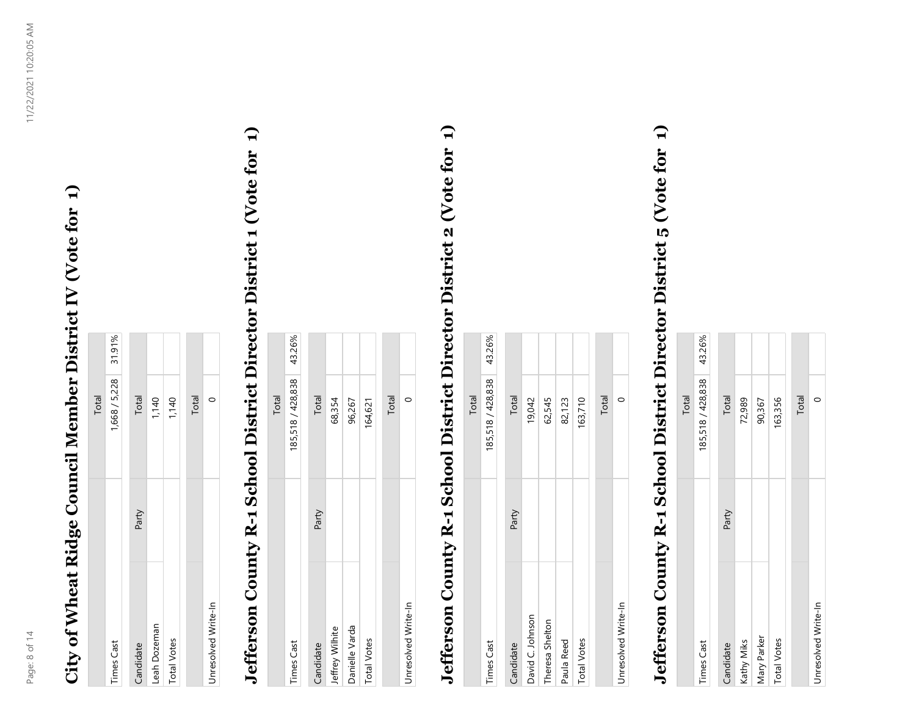# City of Wheat Ridge Council Member District IV (Vote for 1)

| | Total | |
|---|---|---|
| Times Cast | 1,668 / 5,228 | 31.91% |

| Candidate | Party | Total |
|---|---|---|
| Leah Dozeman | | 1,140 |
| Total Votes | | 1,140 |

| | Total |
|---|---|
| Unresolved Write-In | 0 |

# Jefferson County R-1 School District Director District 1 (Vote for 1)

| | Total | |
|---|---|---|
| Times Cast | 185,518 / 428,838 | 43.26% |

| Candidate | Party | Total |
|---|---|---|
| Jeffrey Wilhite | | 68,354 |
| Danielle Varda | | 96,267 |
| Total Votes | | 164,621 |

| | Total |
|---|---|
| Unresolved Write-In | 0 |

# Jefferson County R-1 School District Director District 2 (Vote for 1)

| | Total | |
|---|---|---|
| Times Cast | 185,518 / 428,838 | 43.26% |

| Candidate | Party | Total |
|---|---|---|
| David C. Johnson | | 19,042 |
| Theresa Shelton | | 62,545 |
| Paula Reed | | 82,123 |
| Total Votes | | 163,710 |

| | Total |
|---|---|
| Unresolved Write-In | 0 |

# Jefferson County R-1 School District Director District 5 (Vote for 1)

| | Total | |
|---|---|---|
| Times Cast | 185,518 / 428,838 | 43.26% |

| Candidate | Party | Total |
|---|---|---|
| Kathy Miks | | 72,989 |
| Mary Parker | | 90,367 |
| Total Votes | | 163,356 |

| | Total |
|---|---|
| Unresolved Write-In | 0 |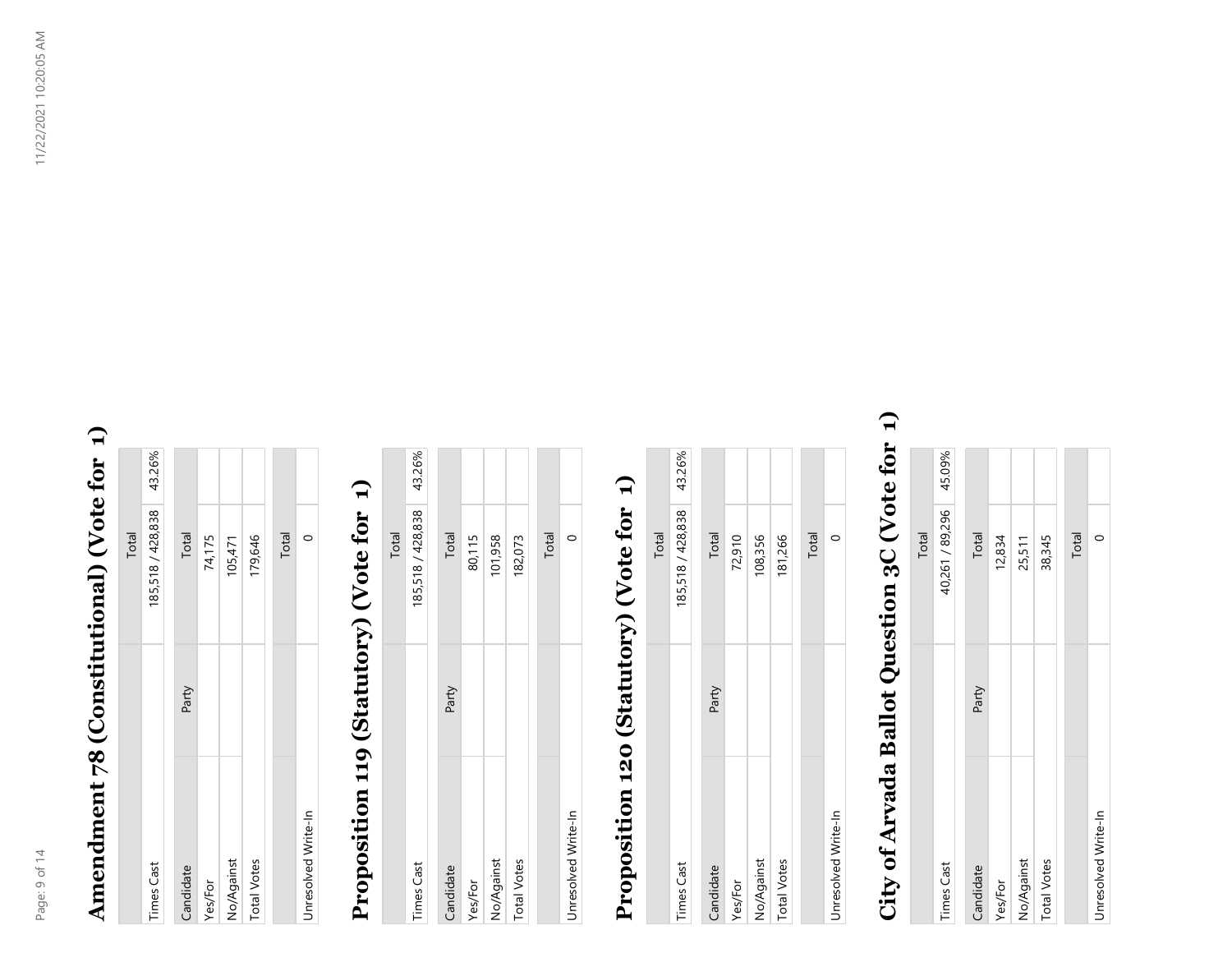## Amendment 78 (Constitutional) (Vote for 1)

| | Total | |
|---|---|---|
| Times Cast | 185,518 / 428,838 | 43.26% |

| Candidate | Party | Total |
|---|---|---|
| Yes/For | | 74,175 |
| No/Against | | 105,471 |
| Total Votes | | 179,646 |

| | Total |
|---|---|
| Unresolved Write-In | 0 |

## Proposition 119 (Statutory) (Vote for 1)

| | Total | |
|---|---|---|
| Times Cast | 185,518 / 428,838 | 43.26% |

| Candidate | Party | Total |
|---|---|---|
| Yes/For | | 80,115 |
| No/Against | | 101,958 |
| Total Votes | | 182,073 |

| | Total |
|---|---|
| Unresolved Write-In | 0 |

## Proposition 120 (Statutory) (Vote for 1)

| | Total | |
|---|---|---|
| Times Cast | 185,518 / 428,838 | 43.26% |

| Candidate | Party | Total |
|---|---|---|
| Yes/For | | 72,910 |
| No/Against | | 108,356 |
| Total Votes | | 181,266 |

| | Total |
|---|---|
| Unresolved Write-In | 0 |

## City of Arvada Ballot Question 3C (Vote for 1)

| | Total | |
|---|---|---|
| Times Cast | 40,261 / 89,296 | 45.09% |

| Candidate | Party | Total |
|---|---|---|
| Yes/For | | 12,834 |
| No/Against | | 25,511 |
| Total Votes | | 38,345 |

| | Total |
|---|---|
| Unresolved Write-In | 0 |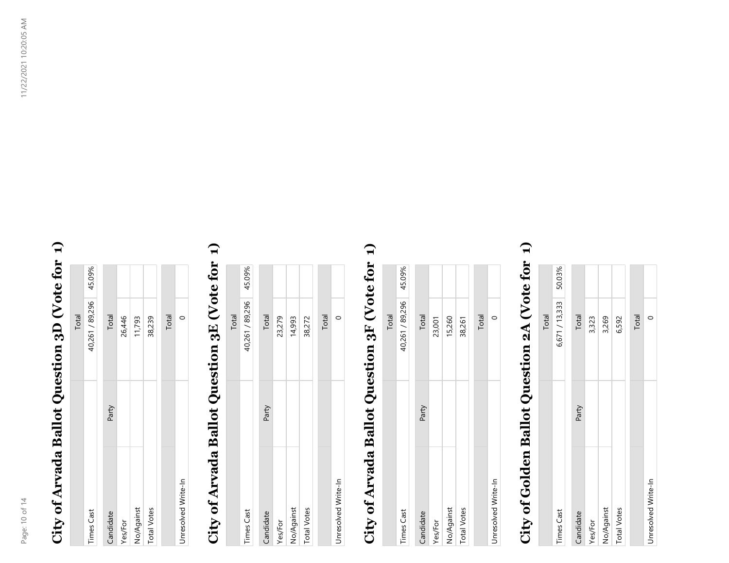## City of Arvada Ballot Question 3D (Vote for 1)

| | Total | |
|---|---|---|
| Times Cast | 40,261 / 89,296 | 45.09% |

| Candidate | Party | Total |
|---|---|---|
| Yes/For | | 26,446 |
| No/Against | | 11,793 |
| Total Votes | | 38,239 |

| | Total |
|---|---|
| Unresolved Write-In | 0 |

## City of Arvada Ballot Question 3E (Vote for 1)

| | Total | |
|---|---|---|
| Times Cast | 40,261 / 89,296 | 45.09% |

| Candidate | Party | Total |
|---|---|---|
| Yes/For | | 23,279 |
| No/Against | | 14,993 |
| Total Votes | | 38,272 |

| | Total |
|---|---|
| Unresolved Write-In | 0 |

## City of Arvada Ballot Question 3F (Vote for 1)

| | Total | |
|---|---|---|
| Times Cast | 40,261 / 89,296 | 45.09% |

| Candidate | Party | Total |
|---|---|---|
| Yes/For | | 23,001 |
| No/Against | | 15,260 |
| Total Votes | | 38,261 |

| | Total |
|---|---|
| Unresolved Write-In | 0 |

## City of Golden Ballot Question 2A (Vote for 1)

| | Total | |
|---|---|---|
| Times Cast | 6,671 / 13,333 | 50.03% |

| Candidate | Party | Total |
|---|---|---|
| Yes/For | | 3,323 |
| No/Against | | 3,269 |
| Total Votes | | 6,592 |

| | Total |
|---|---|
| Unresolved Write-In | 0 |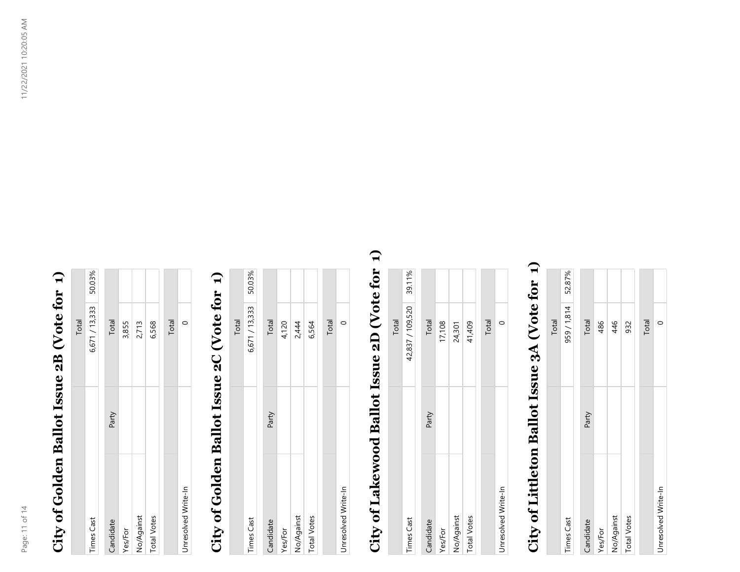## City of Golden Ballot Issue 2B (Vote for 1)

| | Total | |
|---|---|---|
| Times Cast | 6,671 / 13,333 | 50.03% |

| Candidate | Party | Total |
|---|---|---|
| Yes/For | | 3,855 |
| No/Against | | 2,713 |
| Total Votes | | 6,568 |

| | Total |
|---|---|
| Unresolved Write-In | 0 |

## City of Golden Ballot Issue 2C (Vote for 1)

| | Total | |
|---|---|---|
| Times Cast | 6,671 / 13,333 | 50.03% |

| Candidate | Party | Total |
|---|---|---|
| Yes/For | | 4,120 |
| No/Against | | 2,444 |
| Total Votes | | 6,564 |

| | Total |
|---|---|
| Unresolved Write-In | 0 |

## City of Lakewood Ballot Issue 2D (Vote for 1)

| | Total | |
|---|---|---|
| Times Cast | 42,837 / 109,520 | 39.11% |

| Candidate | Party | Total |
|---|---|---|
| Yes/For | | 17,108 |
| No/Against | | 24,301 |
| Total Votes | | 41,409 |

| | Total |
|---|---|
| Unresolved Write-In | 0 |

## City of Littleton Ballot Issue 3A (Vote for 1)

| | Total | |
|---|---|---|
| Times Cast | 959 / 1,814 | 52.87% |

| Candidate | Party | Total |
|---|---|---|
| Yes/For | | 486 |
| No/Against | | 446 |
| Total Votes | | 932 |

| | Total |
|---|---|
| Unresolved Write-In | 0 |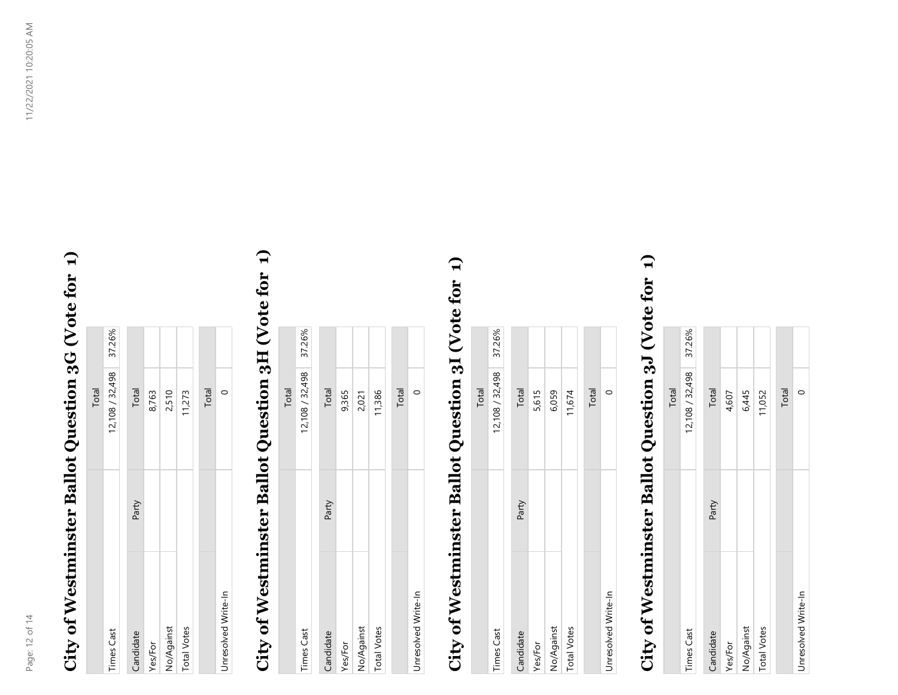# City of Westminster Ballot Question 3G (Vote for 1)

| | Total | |
|---|---|---|
| Times Cast | 12,108 / 32,498 | 37.26% |

| Candidate | Party | Total |
|---|---|---|
| Yes/For | | 8,763 |
| No/Against | | 2,510 |
| Total Votes | | 11,273 |

| | Total |
|---|---|
| Unresolved Write-In | 0 |

# City of Westminster Ballot Question 3H (Vote for 1)

| | Total | |
|---|---|---|
| Times Cast | 12,108 / 32,498 | 37.26% |

| Candidate | Party | Total |
|---|---|---|
| Yes/For | | 9,365 |
| No/Against | | 2,021 |
| Total Votes | | 11,386 |

| | Total |
|---|---|
| Unresolved Write-In | 0 |

# City of Westminster Ballot Question 3I (Vote for 1)

| | Total | |
|---|---|---|
| Times Cast | 12,108 / 32,498 | 37.26% |

| Candidate | Party | Total |
|---|---|---|
| Yes/For | | 5,615 |
| No/Against | | 6,059 |
| Total Votes | | 11,674 |

| | Total |
|---|---|
| Unresolved Write-In | 0 |

# City of Westminster Ballot Question 3J (Vote for 1)

| | Total | |
|---|---|---|
| Times Cast | 12,108 / 32,498 | 37.26% |

| Candidate | Party | Total |
|---|---|---|
| Yes/For | | 4,607 |
| No/Against | | 6,445 |
| Total Votes | | 11,052 |

| | Total |
|---|---|
| Unresolved Write-In | 0 |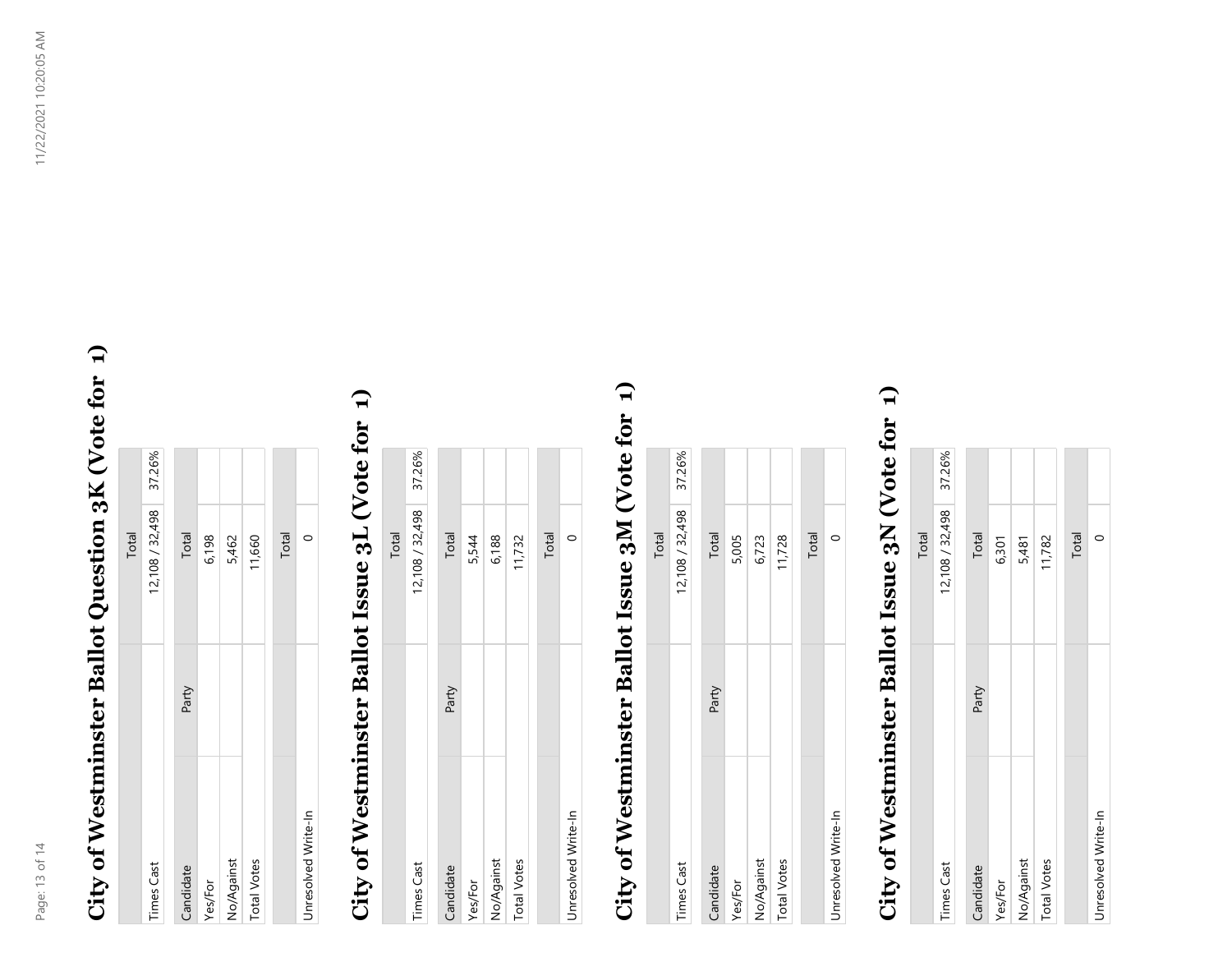## City of Westminster Ballot Question 3K (Vote for 1)

| | Total | |
|---|---|---|
| Times Cast | 12,108 / 32,498 | 37.26% |

| Candidate | Party | Total |
|---|---|---|
| Yes/For | | 6,198 |
| No/Against | | 5,462 |
| Total Votes | | 11,660 |

| | Total |
|---|---|
| Unresolved Write-In | 0 |

## City of Westminster Ballot Issue 3L (Vote for 1)

| | Total | |
|---|---|---|
| Times Cast | 12,108 / 32,498 | 37.26% |

| Candidate | Party | Total |
|---|---|---|
| Yes/For | | 5,544 |
| No/Against | | 6,188 |
| Total Votes | | 11,732 |

| | Total |
|---|---|
| Unresolved Write-In | 0 |

## City of Westminster Ballot Issue 3M (Vote for 1)

| | Total | |
|---|---|---|
| Times Cast | 12,108 / 32,498 | 37.26% |

| Candidate | Party | Total |
|---|---|---|
| Yes/For | | 5,005 |
| No/Against | | 6,723 |
| Total Votes | | 11,728 |

| | Total |
|---|---|
| Unresolved Write-In | 0 |

## City of Westminster Ballot Issue 3N (Vote for 1)

| | Total | |
|---|---|---|
| Times Cast | 12,108 / 32,498 | 37.26% |

| Candidate | Party | Total |
|---|---|---|
| Yes/For | | 6,301 |
| No/Against | | 5,481 |
| Total Votes | | 11,782 |

| | Total |
|---|---|
| Unresolved Write-In | 0 |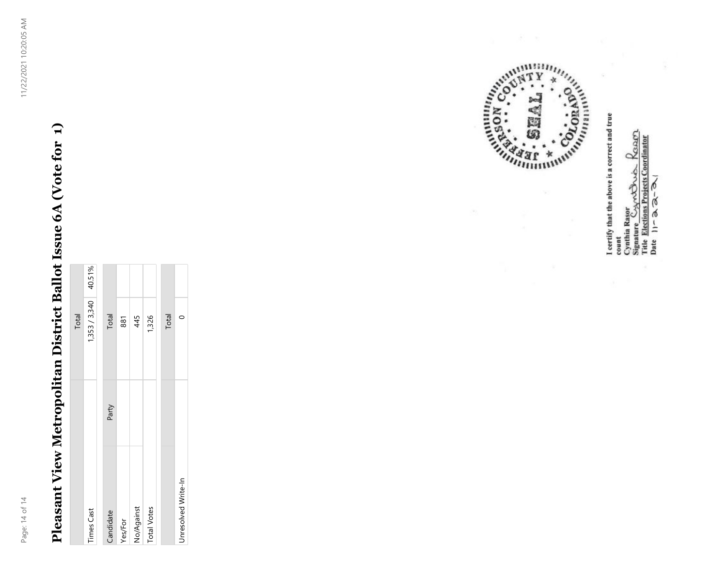# Pleasant View Metropolitan District Ballot Issue 6A (Vote for 1)

| | Total | |
|---|---|---|
| Times Cast | 1,353 / 3,340 | 40.51% |

| Candidate | Party | Total |
|---|---|---|
| Yes/For | | 881 |
| No/Against | | 445 |
| Total Votes | | 1,326 |

| | Total |
|---|---|
| Unresolved Write-In | 0 |

JEFFERSON COUNTY SEAL COLORADO

I certify that the above is a correct and true count
Cynthia Rasor
Signature Cynthia Rasor
Title Elections Projects Coordinator
Date 11-22-21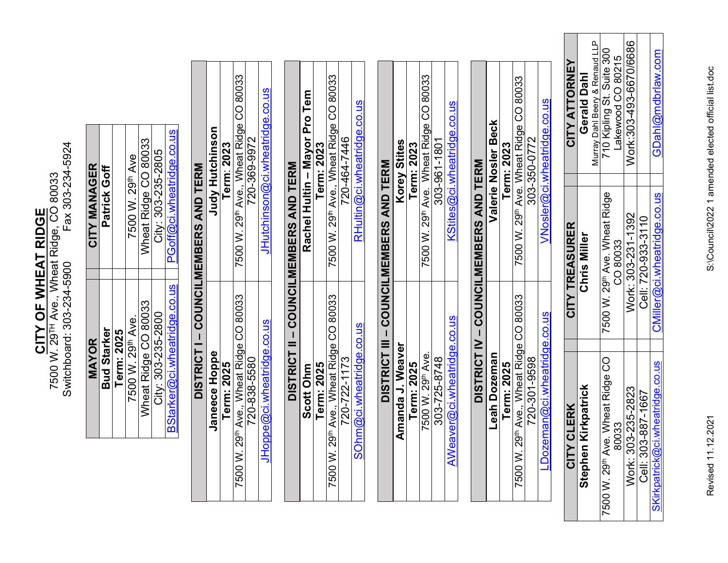# CITY OF WHEAT RIDGE

7500 W. 29$^{TH}$ Ave., Wheat Ridge, CO 80033

Switchboard: 303-234-5900 Fax 303-234-5924

| MAYOR | CITY MANAGER |
|---|---|
| **Bud Starker** | **Patrick Goff** |
| **Term: 2025** | |
| 7500 W. 29th Ave. | 7500 W. 29th Ave |
| Wheat Ridge CO 80033 | Wheat Ridge CO 80033 |
| City: 303-235-2800 | City: 303-235-2805 |
| BStarker@ci.wheatridge.co.us | PGoff@ci.wheatridge.co.us |

| DISTRICT I – COUNCILMEMBERS AND TERM | |
|---|---|
| **Janeece Hoppe** | **Judy Hutchinson** |
| **Term: 2025** | **Term: 2023** |
| 7500 W. 29th Ave., Wheat Ridge CO 80033 | 7500 W. 29th Ave., Wheat Ridge CO 80033 |
| 720-838-5580 | 720-369-9972 |
| JHoppe@ci.wheatridge.co.us | JHutchinson@ci.wheatridge.co.us |

| DISTRICT II – COUNCILMEMBERS AND TERM | |
|---|---|
| **Scott Ohm** | **Rachel Hultin – Mayor Pro Tem** |
| **Term: 2025** | **Term: 2023** |
| 7500 W. 29th Ave., Wheat Ridge CO 80033 | 7500 W. 29th Ave., Wheat Ridge CO 80033 |
| 720-722-1173 | 720-464-7446 |
| SOhm@ci.wheatridge.co.us | RHultin@ci.wheatridge.co.us |

| DISTRICT III – COUNCILMEMBERS AND TERM | |
|---|---|
| **Amanda J. Weaver** | **Korey Stites** |
| **Term: 2025** | **Term: 2023** |
| 7500 W. 29th Ave. | 7500 W. 29th Ave. Wheat Ridge CO 80033 |
| 303-725-8748 | 303-961-1801 |
| AWeaver@ci.wheatridge.co.us | KStites@ci.wheatridge.co.us |

| DISTRICT IV – COUNCILMEMBERS AND TERM | |
|---|---|
| **Leah Dozeman** | **Valerie Nosler Beck** |
| **Term: 2025** | **Term: 2023** |
| 7500 W. 29th Ave., Wheat Ridge CO 80033 | 7500 W. 29th Ave. Wheat Ridge CO 80033 |
| 720-301-9598 | 303-350-0772 |
| LDozeman@ci.wheatridge.co.us | VNosler@ci.wheatridge.co.us |

| CITY CLERK | CITY TREASURER | CITY ATTORNEY |
|---|---|---|
| **Stephen Kirkpatrick** | **Chris Miller** | **Gerald Dahl**<br>Murray Dahl Beery & Renaud LLP |
| 7500 W. 29th Ave. Wheat Ridge CO 80033 | 7500 W. 29th Ave. Wheat Ridge CO 80033 | 710 Kipling St. Suite 300<br>Lakewood CO 80215 |
| Work: 303-235-2823 | Work: 303-231-1392 | Work:303-493-6670/6686 |
| Cell: 303-887-1667 | Cell: 720-933-3110 | |
| SKirkpatrick@ci.wheatridge.co.us | CMiller@ci.wheatridge.co.us | GDahl@mdbrlaw.com |

Revised 11.12.2021

S:\Council\2022 1 amended elected official list.doc